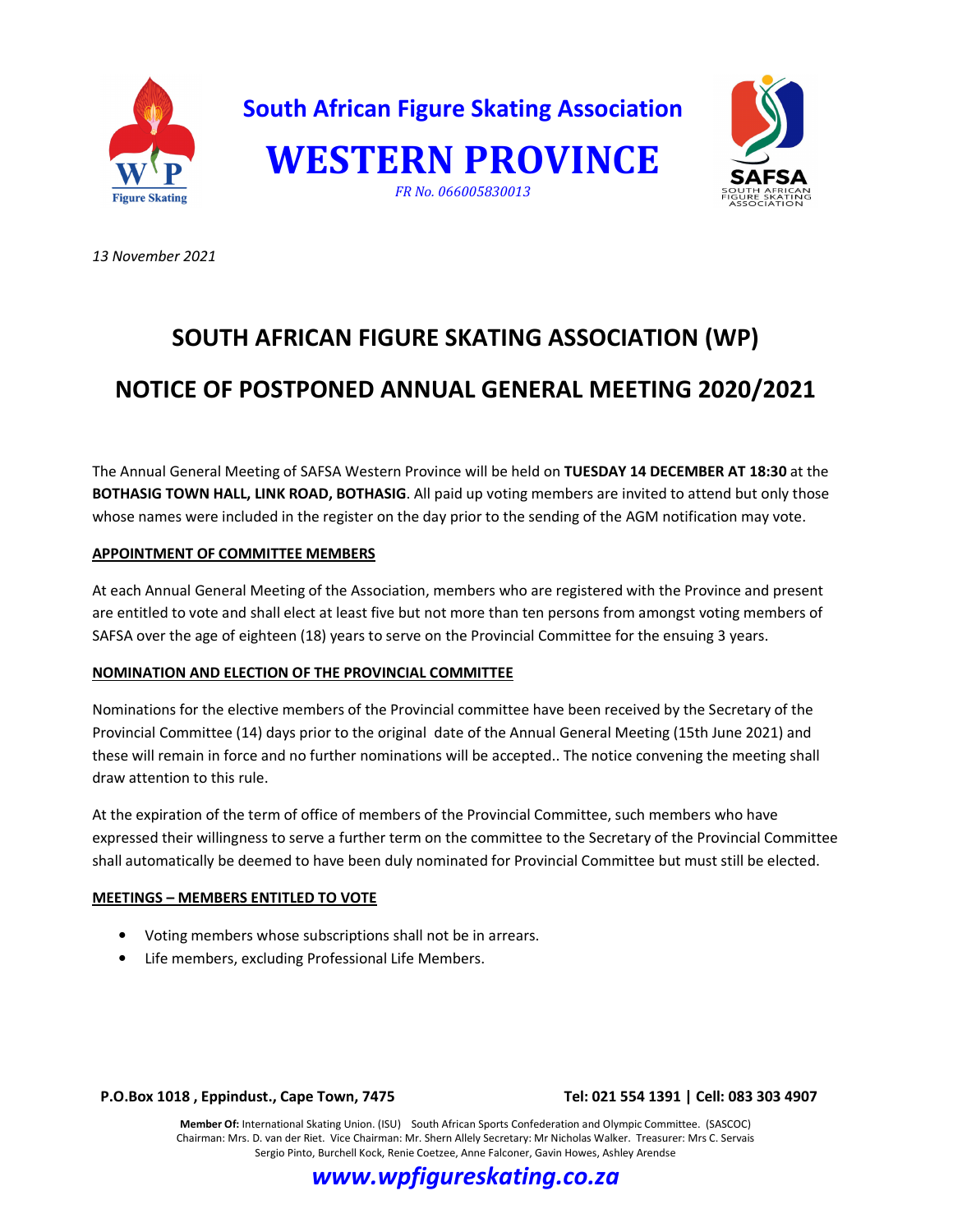**South African Figure Skating Association**

# WESTERN PROVINCE

*FR No. 066005830013*

*13 November 2021*

## SOUTH AFRICAN FIGURE SKATING ASSOCIATION (WP)

## NOTICE OF POSTPONED ANNUAL GENERAL MEETING 2020/2021

The Annual General Meeting of SAFSA Western Province will be held on **TUESDAY 14 DECEMBER AT 18:30** at the **BOTHASIG TOWN HALL, LINK ROAD, BOTHASIG**. All paid up voting members are invited to attend but only those whose names were included in the register on the day prior to the sending of the AGM notification may vote.

**APPOINTMENT OF COMMITTEE MEMBERS**

At each Annual General Meeting of the Association, members who are registered with the Province and present are entitled to vote and shall elect at least five but not more than ten persons from amongst voting members of SAFSA over the age of eighteen (18) years to serve on the Provincial Committee for the ensuing 3 years.

**NOMINATION AND ELECTION OF THE PROVINCIAL COMMITTEE**

Nominations for the elective members of the Provincial committee have been received by the Secretary of the Provincial Committee (14) days prior to the original date of the Annual General Meeting (15th June 2021) and these will remain in force and no further nominations will be accepted.. The notice convening the meeting shall draw attention to this rule.

At the expiration of the term of office of members of the Provincial Committee, such members who have expressed their willingness to serve a further term on the committee to the Secretary of the Provincial Committee shall automatically be deemed to have been duly nominated for Provincial Committee but must still be elected.

**MEETINGS – MEMBERS ENTITLED TO VOTE**

- Voting members whose subscriptions shall not be in arrears.
- Life members, excluding Professional Life Members.

**P.O.Box 1018 , Eppindust., Cape Town, 7475** **Tel: 021 554 1391 | Cell: 083 303 4907**

**Member Of:** International Skating Union. (ISU) South African Sports Confederation and Olympic Committee. (SASCOC)
Chairman: Mrs. D. van der Riet. Vice Chairman: Mr. Shern Allely Secretary: Mr Nicholas Walker. Treasurer: Mrs C. Servais
Sergio Pinto, Burchell Kock, Renie Coetzee, Anne Falconer, Gavin Howes, Ashley Arendse

***www.wpfigureskating.co.za***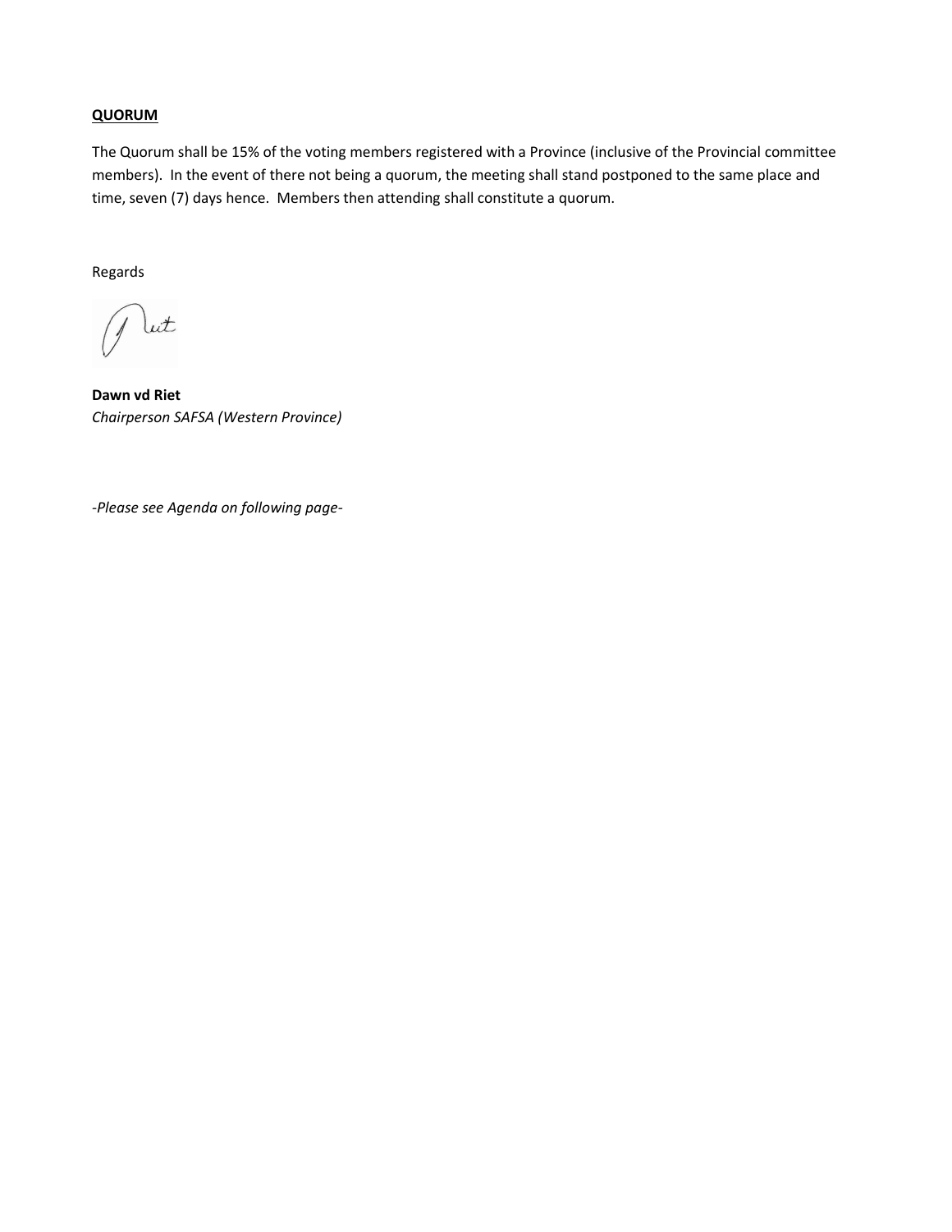**QUORUM**

The Quorum shall be 15% of the voting members registered with a Province (inclusive of the Provincial committee members). In the event of there not being a quorum, the meeting shall stand postponed to the same place and time, seven (7) days hence. Members then attending shall constitute a quorum.

Regards

**Dawn vd Riet**
*Chairperson SAFSA (Western Province)*

*-Please see Agenda on following page-*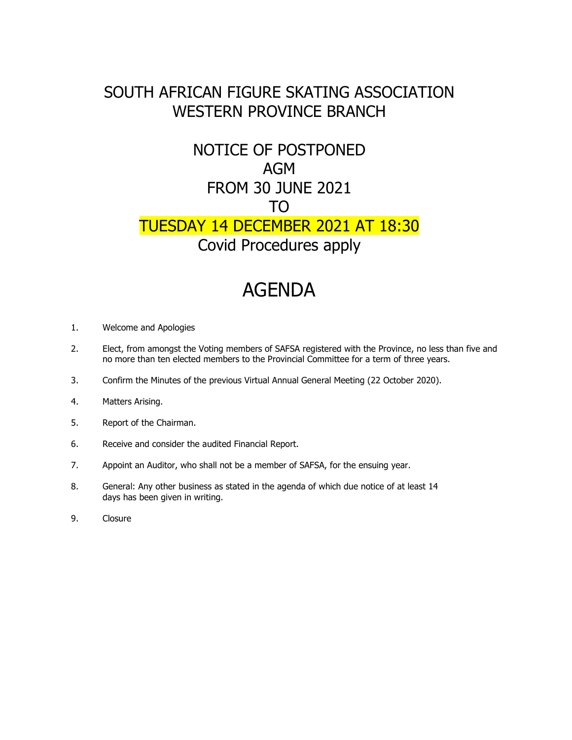# SOUTH AFRICAN FIGURE SKATING ASSOCIATION
# WESTERN PROVINCE BRANCH

## NOTICE OF POSTPONED AGM FROM 30 JUNE 2021 TO TUESDAY 14 DECEMBER 2021 AT 18:30

Covid Procedures apply

# AGENDA

1. Welcome and Apologies
2. Elect, from amongst the Voting members of SAFSA registered with the Province, no less than five and no more than ten elected members to the Provincial Committee for a term of three years.
3. Confirm the Minutes of the previous Virtual Annual General Meeting (22 October 2020).
4. Matters Arising.
5. Report of the Chairman.
6. Receive and consider the audited Financial Report.
7. Appoint an Auditor, who shall not be a member of SAFSA, for the ensuing year.
8. General: Any other business as stated in the agenda of which due notice of at least 14 days has been given in writing.
9. Closure